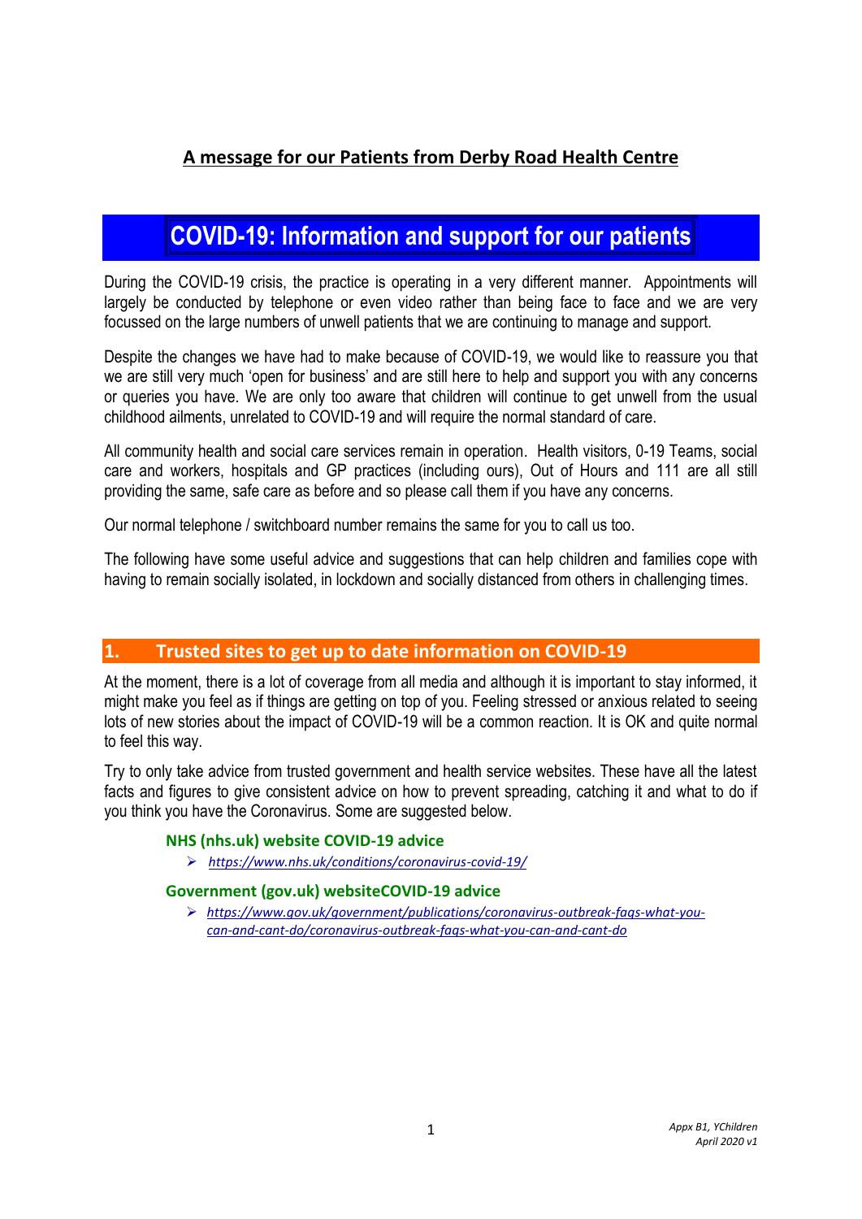**A message for our Patients from Derby Road Health Centre**

# COVID-19: Information and support for our patients

During the COVID-19 crisis, the practice is operating in a very different manner. Appointments will largely be conducted by telephone or even video rather than being face to face and we are very focussed on the large numbers of unwell patients that we are continuing to manage and support.

Despite the changes we have had to make because of COVID-19, we would like to reassure you that we are still very much 'open for business' and are still here to help and support you with any concerns or queries you have. We are only too aware that children will continue to get unwell from the usual childhood ailments, unrelated to COVID-19 and will require the normal standard of care.

All community health and social care services remain in operation. Health visitors, 0-19 Teams, social care and workers, hospitals and GP practices (including ours), Out of Hours and 111 are all still providing the same, safe care as before and so please call them if you have any concerns.

Our normal telephone / switchboard number remains the same for you to call us too.

The following have some useful advice and suggestions that can help children and families cope with having to remain socially isolated, in lockdown and socially distanced from others in challenging times.

## 1. Trusted sites to get up to date information on COVID-19

At the moment, there is a lot of coverage from all media and although it is important to stay informed, it might make you feel as if things are getting on top of you. Feeling stressed or anxious related to seeing lots of new stories about the impact of COVID-19 will be a common reaction. It is OK and quite normal to feel this way.

Try to only take advice from trusted government and health service websites. These have all the latest facts and figures to give consistent advice on how to prevent spreading, catching it and what to do if you think you have the Coronavirus. Some are suggested below.

### NHS (nhs.uk) website COVID-19 advice

- *https://www.nhs.uk/conditions/coronavirus-covid-19/*

### Government (gov.uk) websiteCOVID-19 advice

- *https://www.gov.uk/government/publications/coronavirus-outbreak-faqs-what-you-can-and-cant-do/coronavirus-outbreak-faqs-what-you-can-and-cant-do*

*Appx B1, YChildren*
*April 2020 v1*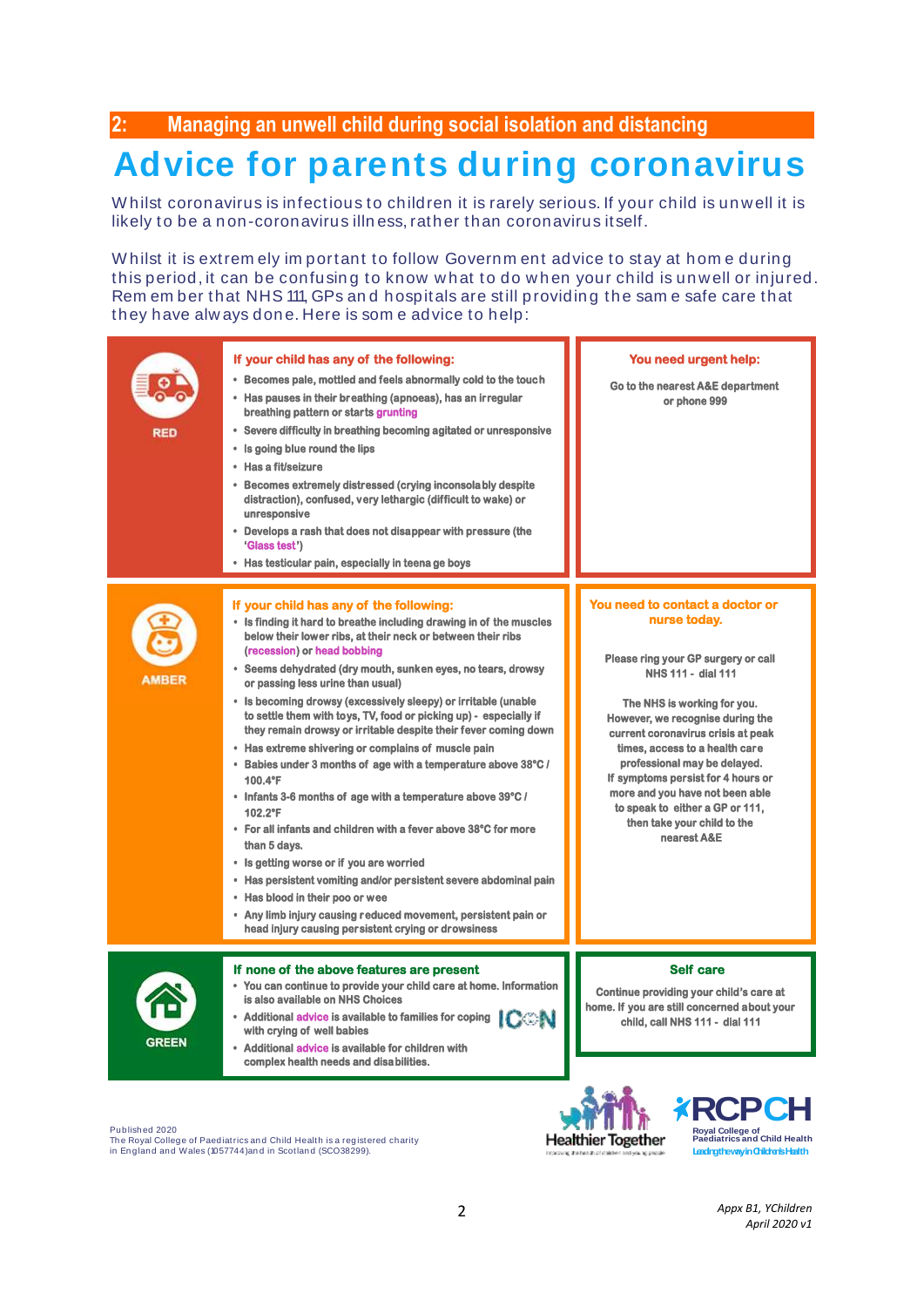## 2: Managing an unwell child during social isolation and distancing

# Advice for parents during coronavirus

Whilst coronavirus is infectious to children it is rarely serious. If your child is unwell it is likely to be a non-coronavirus illness, rather than coronavirus itself.

Whilst it is extremely important to follow Government advice to stay at home during this period, it can be confusing to know what to do when your child is unwell or injured. Remember that NHS 111, GPs and hospitals are still providing the same safe care that they have always done. Here is some advice to help:

| | | |
|---|---|---|
| **RED** | **If your child has any of the following:**<br>• Becomes pale, mottled and feels abnormally cold to the touch<br>• Has pauses in their breathing (apnoeas), has an irregular breathing pattern or starts grunting<br>• Severe difficulty in breathing becoming agitated or unresponsive<br>• Is going blue round the lips<br>• Has a fit/seizure<br>• Becomes extremely distressed (crying inconsolably despite distraction), confused, very lethargic (difficult to wake) or unresponsive<br>• Develops a rash that does not disappear with pressure (the 'Glass test')<br>• Has testicular pain, especially in teenage boys | **You need urgent help:**<br>Go to the nearest A&E department or phone 999 |
| **AMBER** | **If your child has any of the following:**<br>• Is finding it hard to breathe including drawing in of the muscles below their lower ribs, at their neck or between their ribs (recession) or head bobbing<br>• Seems dehydrated (dry mouth, sunken eyes, no tears, drowsy or passing less urine than usual)<br>• Is becoming drowsy (excessively sleepy) or irritable (unable to settle them with toys, TV, food or picking up) - especially if they remain drowsy or irritable despite their fever coming down<br>• Has extreme shivering or complains of muscle pain<br>• Babies under 3 months of age with a temperature above 38°C / 100.4°F<br>• Infants 3-6 months of age with a temperature above 39°C / 102.2°F<br>• For all infants and children with a fever above 38°C for more than 5 days.<br>• Is getting worse or if you are worried<br>• Has persistent vomiting and/or persistent severe abdominal pain<br>• Has blood in their poo or wee<br>• Any limb injury causing reduced movement, persistent pain or head injury causing persistent crying or drowsiness | **You need to contact a doctor or nurse today.**<br>Please ring your GP surgery or call NHS 111 - dial 111<br>The NHS is working for you. However, we recognise during the current coronavirus crisis at peak times, access to a health care professional may be delayed. If symptoms persist for 4 hours or more and you have not been able to speak to either a GP or 111, then take your child to the nearest A&E |
| **GREEN** | **If none of the above features are present**<br>• You can continue to provide your child care at home. Information is also available on NHS Choices<br>• Additional advice is available to families for coping with crying of well babies (ICON)<br>• Additional advice is available for children with complex health needs and disabilities. | **Self care**<br>Continue providing your child's care at home. If you are still concerned about your child, call NHS 111 - dial 111 |

Healthier Together

RCPCH Royal College of Paediatrics and Child Health — Leading the way in Children's Health

Published 2020
The Royal College of Paediatrics and Child Health is a registered charity in England and Wales (1057744) and in Scotland (SCO38299).

*Appx B1, YChildren*
*April 2020 v1*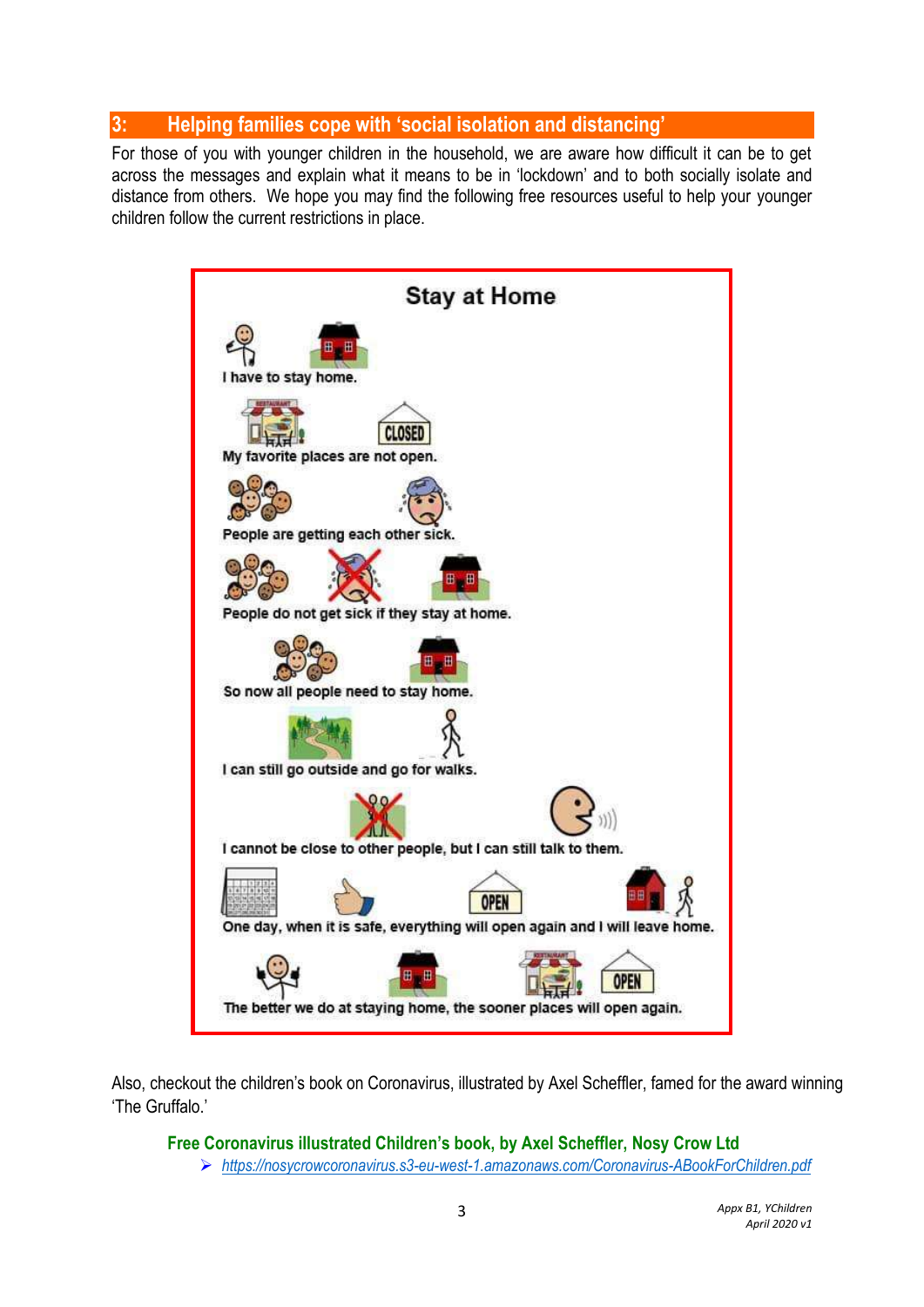## 3: Helping families cope with 'social isolation and distancing'

For those of you with younger children in the household, we are aware how difficult it can be to get across the messages and explain what it means to be in 'lockdown' and to both socially isolate and distance from others. We hope you may find the following free resources useful to help your younger children follow the current restrictions in place.

**Stay at Home**

I have to stay home.

My favorite places are not open.

People are getting each other sick.

People do not get sick if they stay at home.

So now all people need to stay home.

I can still go outside and go for walks.

I cannot be close to other people, but I can still talk to them.

One day, when it is safe, everything will open again and I will leave home.

The better we do at staying home, the sooner places will open again.

Also, checkout the children's book on Coronavirus, illustrated by Axel Scheffler, famed for the award winning 'The Gruffalo.'

**Free Coronavirus illustrated Children's book, by Axel Scheffler, Nosy Crow Ltd**

- https://nosycrowcoronavirus.s3-eu-west-1.amazonaws.com/Coronavirus-ABookForChildren.pdf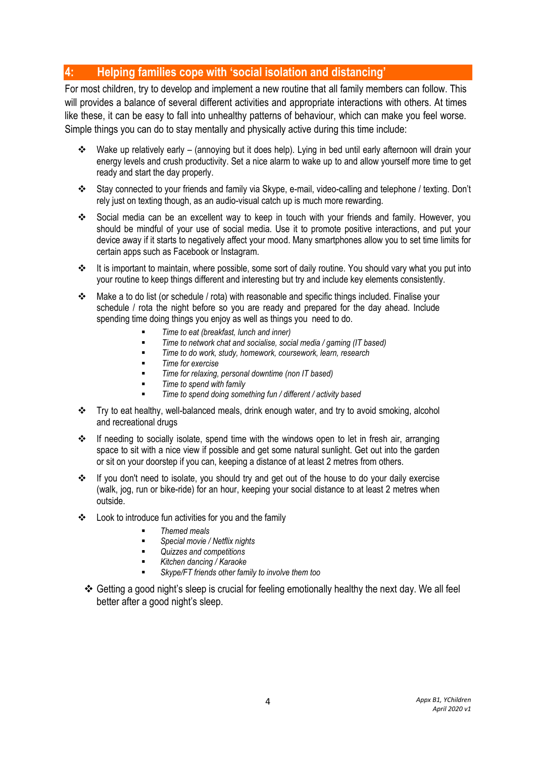## 4: Helping families cope with 'social isolation and distancing'

For most children, try to develop and implement a new routine that all family members can follow. This will provides a balance of several different activities and appropriate interactions with others. At times like these, it can be easy to fall into unhealthy patterns of behaviour, which can make you feel worse. Simple things you can do to stay mentally and physically active during this time include:

- Wake up relatively early – (annoying but it does help). Lying in bed until early afternoon will drain your energy levels and crush productivity. Set a nice alarm to wake up to and allow yourself more time to get ready and start the day properly.
- Stay connected to your friends and family via Skype, e-mail, video-calling and telephone / texting. Don't rely just on texting though, as an audio-visual catch up is much more rewarding.
- Social media can be an excellent way to keep in touch with your friends and family. However, you should be mindful of your use of social media. Use it to promote positive interactions, and put your device away if it starts to negatively affect your mood. Many smartphones allow you to set time limits for certain apps such as Facebook or Instagram.
- It is important to maintain, where possible, some sort of daily routine. You should vary what you put into your routine to keep things different and interesting but try and include key elements consistently.
- Make a to do list (or schedule / rota) with reasonable and specific things included. Finalise your schedule / rota the night before so you are ready and prepared for the day ahead. Include spending time doing things you enjoy as well as things you need to do.
  - *Time to eat (breakfast, lunch and inner)*
  - *Time to network chat and socialise, social media / gaming (IT based)*
  - *Time to do work, study, homework, coursework, learn, research*
  - *Time for exercise*
  - *Time for relaxing, personal downtime (non IT based)*
  - *Time to spend with family*
  - *Time to spend doing something fun / different / activity based*
- Try to eat healthy, well-balanced meals, drink enough water, and try to avoid smoking, alcohol and recreational drugs
- If needing to socially isolate, spend time with the windows open to let in fresh air, arranging space to sit with a nice view if possible and get some natural sunlight. Get out into the garden or sit on your doorstep if you can, keeping a distance of at least 2 metres from others.
- If you don't need to isolate, you should try and get out of the house to do your daily exercise (walk, jog, run or bike-ride) for an hour, keeping your social distance to at least 2 metres when outside.
- Look to introduce fun activities for you and the family
  - *Themed meals*
  - *Special movie / Netflix nights*
  - *Quizzes and competitions*
  - *Kitchen dancing / Karaoke*
  - *Skype/FT friends other family to involve them too*
- Getting a good night's sleep is crucial for feeling emotionally healthy the next day. We all feel better after a good night's sleep.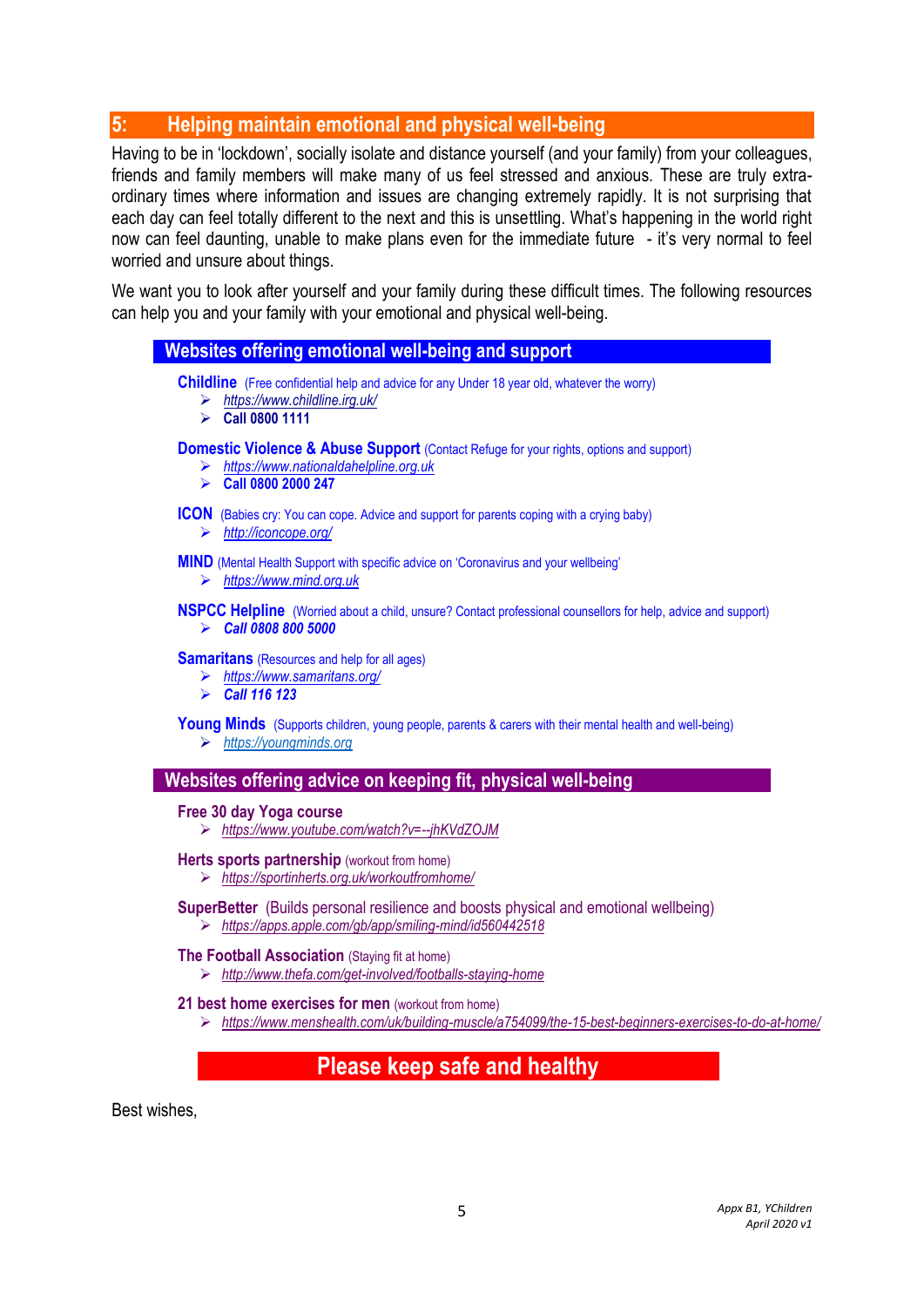## 5: Helping maintain emotional and physical well-being

Having to be in 'lockdown', socially isolate and distance yourself (and your family) from your colleagues, friends and family members will make many of us feel stressed and anxious. These are truly extra-ordinary times where information and issues are changing extremely rapidly. It is not surprising that each day can feel totally different to the next and this is unsettling. What's happening in the world right now can feel daunting, unable to make plans even for the immediate future - it's very normal to feel worried and unsure about things.

We want you to look after yourself and your family during these difficult times. The following resources can help you and your family with your emotional and physical well-being.

### Websites offering emotional well-being and support

**Childline** (Free confidential help and advice for any Under 18 year old, whatever the worry)
- https://www.childline.irg.uk/
- **Call 0800 1111**

**Domestic Violence & Abuse Support** (Contact Refuge for your rights, options and support)
- https://www.nationaldahelpline.org.uk
- **Call 0800 2000 247**

**ICON** (Babies cry: You can cope. Advice and support for parents coping with a crying baby)
- http://iconcope.org/

**MIND** (Mental Health Support with specific advice on 'Coronavirus and your wellbeing'
- https://www.mind.org.uk

**NSPCC Helpline** (Worried about a child, unsure? Contact professional counsellors for help, advice and support)
- ***Call 0808 800 5000***

**Samaritans** (Resources and help for all ages)
- https://www.samaritans.org/
- ***Call 116 123***

**Young Minds** (Supports children, young people, parents & carers with their mental health and well-being)
- https://youngminds.org

### Websites offering advice on keeping fit, physical well-being

**Free 30 day Yoga course**
- https://www.youtube.com/watch?v=--jhKVdZOJM

**Herts sports partnership** (workout from home)
- https://sportinherts.org.uk/workoutfromhome/

**SuperBetter** (Builds personal resilience and boosts physical and emotional wellbeing)
- https://apps.apple.com/gb/app/smiling-mind/id560442518

**The Football Association** (Staying fit at home)
- http://www.thefa.com/get-involved/footballs-staying-home

**21 best home exercises for men** (workout from home)
- https://www.menshealth.com/uk/building-muscle/a754099/the-15-best-beginners-exercises-to-do-at-home/

**Please keep safe and healthy**

Best wishes,

*Appx B1, YChildren*
*April 2020 v1*